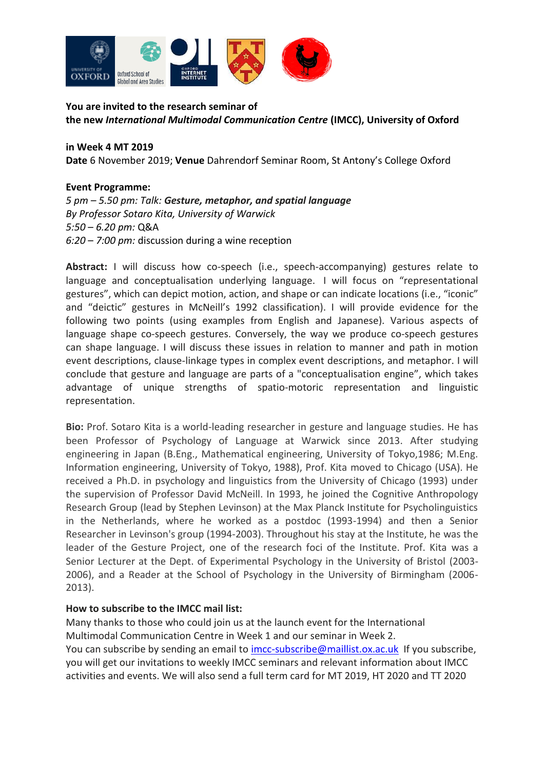**You are invited to the research seminar of**
**the new *International Multimodal Communication Centre* (IMCC), University of Oxford**

**in Week 4 MT 2019**
**Date** 6 November 2019; **Venue** Dahrendorf Seminar Room, St Antony's College Oxford

**Event Programme:**
*5 pm – 5.50 pm: Talk:* ***Gesture, metaphor, and spatial language***
*By Professor Sotaro Kita, University of Warwick*
*5:50 – 6.20 pm:* Q&A
*6:20 – 7:00 pm:* discussion during a wine reception

**Abstract:** I will discuss how co-speech (i.e., speech-accompanying) gestures relate to language and conceptualisation underlying language. I will focus on "representational gestures", which can depict motion, action, and shape or can indicate locations (i.e., "iconic" and "deictic" gestures in McNeill's 1992 classification). I will provide evidence for the following two points (using examples from English and Japanese). Various aspects of language shape co-speech gestures. Conversely, the way we produce co-speech gestures can shape language. I will discuss these issues in relation to manner and path in motion event descriptions, clause-linkage types in complex event descriptions, and metaphor. I will conclude that gesture and language are parts of a "conceptualisation engine", which takes advantage of unique strengths of spatio-motoric representation and linguistic representation.

**Bio:** Prof. Sotaro Kita is a world-leading researcher in gesture and language studies. He has been Professor of Psychology of Language at Warwick since 2013. After studying engineering in Japan (B.Eng., Mathematical engineering, University of Tokyo,1986; M.Eng. Information engineering, University of Tokyo, 1988), Prof. Kita moved to Chicago (USA). He received a Ph.D. in psychology and linguistics from the University of Chicago (1993) under the supervision of Professor David McNeill. In 1993, he joined the Cognitive Anthropology Research Group (lead by Stephen Levinson) at the Max Planck Institute for Psycholinguistics in the Netherlands, where he worked as a postdoc (1993-1994) and then a Senior Researcher in Levinson's group (1994-2003). Throughout his stay at the Institute, he was the leader of the Gesture Project, one of the research foci of the Institute. Prof. Kita was a Senior Lecturer at the Dept. of Experimental Psychology in the University of Bristol (2003-2006), and a Reader at the School of Psychology in the University of Birmingham (2006-2013).

**How to subscribe to the IMCC mail list:**
Many thanks to those who could join us at the launch event for the International Multimodal Communication Centre in Week 1 and our seminar in Week 2.
You can subscribe by sending an email to imcc-subscribe@maillist.ox.ac.uk If you subscribe, you will get our invitations to weekly IMCC seminars and relevant information about IMCC activities and events. We will also send a full term card for MT 2019, HT 2020 and TT 2020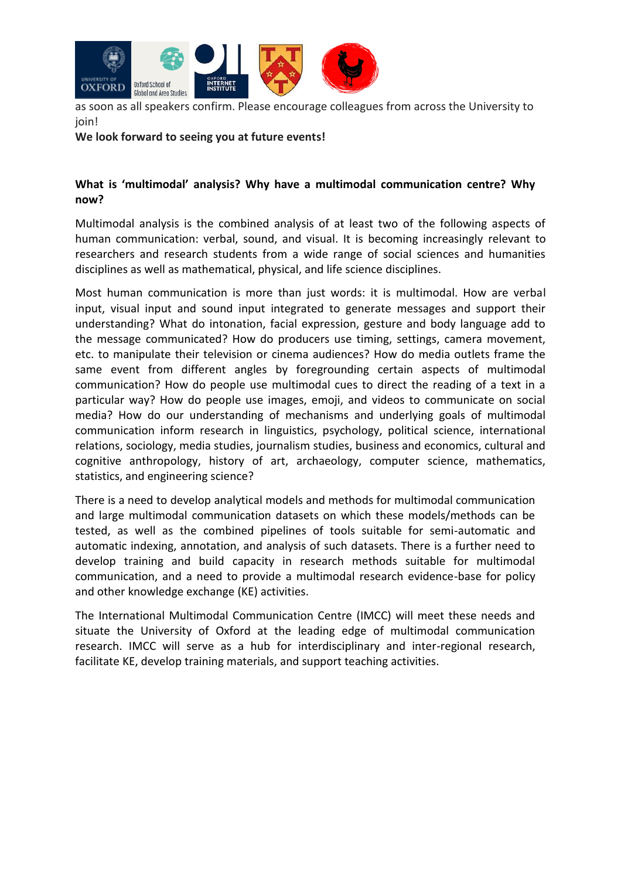as soon as all speakers confirm. Please encourage colleagues from across the University to join!

**We look forward to seeing you at future events!**

**What is 'multimodal' analysis? Why have a multimodal communication centre? Why now?**

Multimodal analysis is the combined analysis of at least two of the following aspects of human communication: verbal, sound, and visual. It is becoming increasingly relevant to researchers and research students from a wide range of social sciences and humanities disciplines as well as mathematical, physical, and life science disciplines.

Most human communication is more than just words: it is multimodal. How are verbal input, visual input and sound input integrated to generate messages and support their understanding? What do intonation, facial expression, gesture and body language add to the message communicated? How do producers use timing, settings, camera movement, etc. to manipulate their television or cinema audiences? How do media outlets frame the same event from different angles by foregrounding certain aspects of multimodal communication? How do people use multimodal cues to direct the reading of a text in a particular way? How do people use images, emoji, and videos to communicate on social media? How do our understanding of mechanisms and underlying goals of multimodal communication inform research in linguistics, psychology, political science, international relations, sociology, media studies, journalism studies, business and economics, cultural and cognitive anthropology, history of art, archaeology, computer science, mathematics, statistics, and engineering science?

There is a need to develop analytical models and methods for multimodal communication and large multimodal communication datasets on which these models/methods can be tested, as well as the combined pipelines of tools suitable for semi-automatic and automatic indexing, annotation, and analysis of such datasets. There is a further need to develop training and build capacity in research methods suitable for multimodal communication, and a need to provide a multimodal research evidence-base for policy and other knowledge exchange (KE) activities.

The International Multimodal Communication Centre (IMCC) will meet these needs and situate the University of Oxford at the leading edge of multimodal communication research. IMCC will serve as a hub for interdisciplinary and inter-regional research, facilitate KE, develop training materials, and support teaching activities.